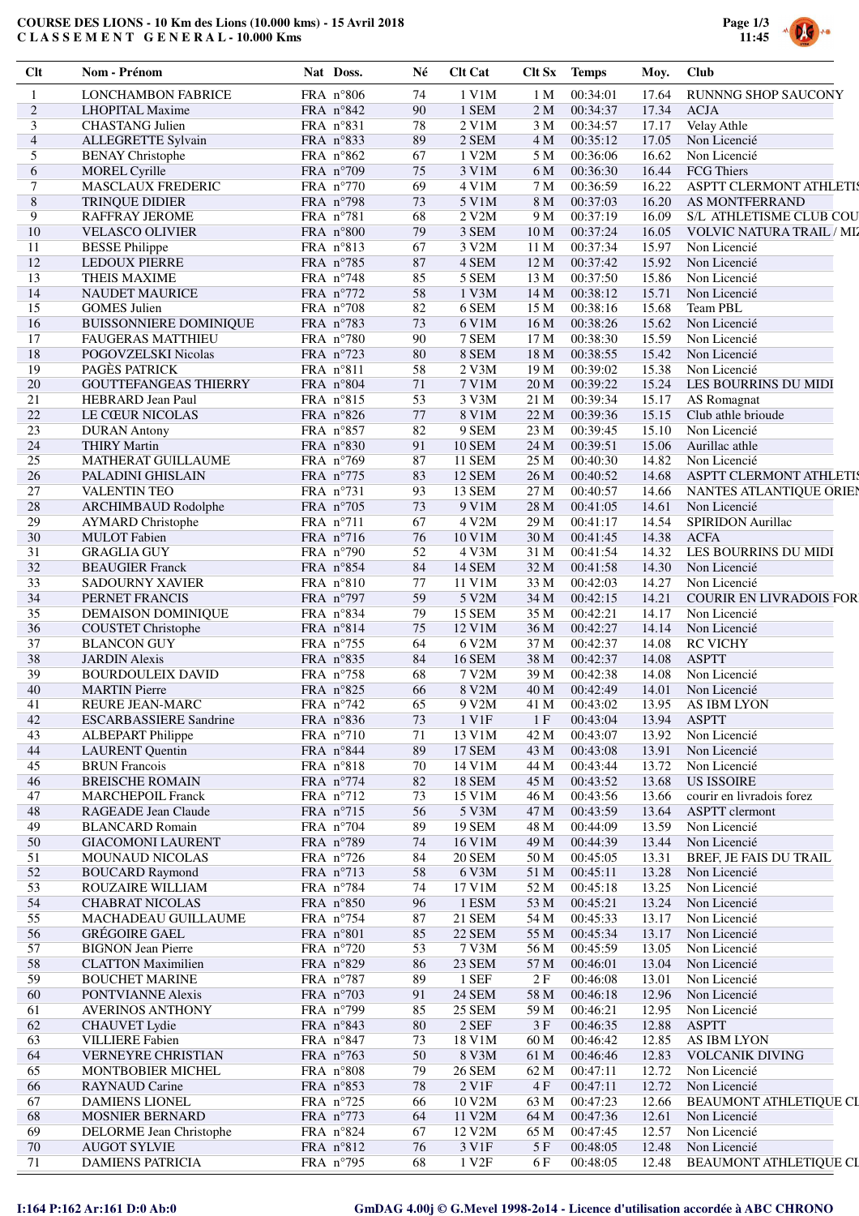# COURSE DES LIONS - 10 Km des Lions (10.000 kms) - 15 Avril 2018

## C L A S S E M E N T   G E N E R A L - 10.000 Kms

| Clt | Nom - Prénom | Nat | Doss. | Né | Clt Cat | Clt Sx | Temps | Moy. | Club |
|---|---|---|---|---|---|---|---|---|---|
| 1 | LONCHAMBON FABRICE | FRA | n°806 | 74 | 1 V1M | 1 M | 00:34:01 | 17.64 | RUNNNG SHOP SAUCONY |
| 2 | LHOPITAL Maxime | FRA | n°842 | 90 | 1 SEM | 2 M | 00:34:37 | 17.34 | ACJA |
| 3 | CHASTANG Julien | FRA | n°831 | 78 | 2 V1M | 3 M | 00:34:57 | 17.17 | Velay Athle |
| 4 | ALLEGRETTE Sylvain | FRA | n°833 | 89 | 2 SEM | 4 M | 00:35:12 | 17.05 | Non Licencié |
| 5 | BENAY Christophe | FRA | n°862 | 67 | 1 V2M | 5 M | 00:36:06 | 16.62 | Non Licencié |
| 6 | MOREL Cyrille | FRA | n°709 | 75 | 3 V1M | 6 M | 00:36:30 | 16.44 | FCG Thiers |
| 7 | MASCLAUX FREDERIC | FRA | n°770 | 69 | 4 V1M | 7 M | 00:36:59 | 16.22 | ASPTT CLERMONT ATHLETIS |
| 8 | TRINQUE DIDIER | FRA | n°798 | 73 | 5 V1M | 8 M | 00:37:03 | 16.20 | AS MONTFERRAND |
| 9 | RAFFRAY JEROME | FRA | n°781 | 68 | 2 V2M | 9 M | 00:37:19 | 16.09 | S/L ATHLETISME CLUB COU |
| 10 | VELASCO OLIVIER | FRA | n°800 | 79 | 3 SEM | 10 M | 00:37:24 | 16.05 | VOLVIC NATURA TRAIL / MI |
| 11 | BESSE Philippe | FRA | n°813 | 67 | 3 V2M | 11 M | 00:37:34 | 15.97 | Non Licencié |
| 12 | LEDOUX PIERRE | FRA | n°785 | 87 | 4 SEM | 12 M | 00:37:42 | 15.92 | Non Licencié |
| 13 | THEIS MAXIME | FRA | n°748 | 85 | 5 SEM | 13 M | 00:37:50 | 15.86 | Non Licencié |
| 14 | NAUDET MAURICE | FRA | n°772 | 58 | 1 V3M | 14 M | 00:38:12 | 15.71 | Non Licencié |
| 15 | GOMES Julien | FRA | n°708 | 82 | 6 SEM | 15 M | 00:38:16 | 15.68 | Team PBL |
| 16 | BUISSONNIERE DOMINIQUE | FRA | n°783 | 73 | 6 V1M | 16 M | 00:38:26 | 15.62 | Non Licencié |
| 17 | FAUGERAS MATTHIEU | FRA | n°780 | 90 | 7 SEM | 17 M | 00:38:30 | 15.59 | Non Licencié |
| 18 | POGOVZELSKI Nicolas | FRA | n°723 | 80 | 8 SEM | 18 M | 00:38:55 | 15.42 | Non Licencié |
| 19 | PAGÈS PATRICK | FRA | n°811 | 58 | 2 V3M | 19 M | 00:39:02 | 15.38 | Non Licencié |
| 20 | GOUTTEFANGEAS THIERRY | FRA | n°804 | 71 | 7 V1M | 20 M | 00:39:22 | 15.24 | LES BOURRINS DU MIDI |
| 21 | HEBRARD Jean Paul | FRA | n°815 | 53 | 3 V3M | 21 M | 00:39:34 | 15.17 | AS Romagnat |
| 22 | LE CŒUR NICOLAS | FRA | n°826 | 77 | 8 V1M | 22 M | 00:39:36 | 15.15 | Club athle brioude |
| 23 | DURAN Antony | FRA | n°857 | 82 | 9 SEM | 23 M | 00:39:45 | 15.10 | Non Licencié |
| 24 | THIRY Martin | FRA | n°830 | 91 | 10 SEM | 24 M | 00:39:51 | 15.06 | Aurillac athle |
| 25 | MATHERAT GUILLAUME | FRA | n°769 | 87 | 11 SEM | 25 M | 00:40:30 | 14.82 | Non Licencié |
| 26 | PALADINI GHISLAIN | FRA | n°775 | 83 | 12 SEM | 26 M | 00:40:52 | 14.68 | ASPTT CLERMONT ATHLETIS |
| 27 | VALENTIN TEO | FRA | n°731 | 93 | 13 SEM | 27 M | 00:40:57 | 14.66 | NANTES ATLANTIQUE ORIEN |
| 28 | ARCHIMBAUD Rodolphe | FRA | n°705 | 73 | 9 V1M | 28 M | 00:41:05 | 14.61 | Non Licencié |
| 29 | AYMARD Christophe | FRA | n°711 | 67 | 4 V2M | 29 M | 00:41:17 | 14.54 | SPIRIDON Aurillac |
| 30 | MULOT Fabien | FRA | n°716 | 76 | 10 V1M | 30 M | 00:41:45 | 14.38 | ACFA |
| 31 | GRAGLIA GUY | FRA | n°790 | 52 | 4 V3M | 31 M | 00:41:54 | 14.32 | LES BOURRINS DU MIDI |
| 32 | BEAUGIER Franck | FRA | n°854 | 84 | 14 SEM | 32 M | 00:41:58 | 14.30 | Non Licencié |
| 33 | SADOURNY XAVIER | FRA | n°810 | 77 | 11 V1M | 33 M | 00:42:03 | 14.27 | Non Licencié |
| 34 | PERNET FRANCIS | FRA | n°797 | 59 | 5 V2M | 34 M | 00:42:15 | 14.21 | COURIR EN LIVRADOIS FOR |
| 35 | DEMAISON DOMINIQUE | FRA | n°834 | 79 | 15 SEM | 35 M | 00:42:21 | 14.17 | Non Licencié |
| 36 | COUSTET Christophe | FRA | n°814 | 75 | 12 V1M | 36 M | 00:42:27 | 14.14 | Non Licencié |
| 37 | BLANCON GUY | FRA | n°755 | 64 | 6 V2M | 37 M | 00:42:37 | 14.08 | RC VICHY |
| 38 | JARDIN Alexis | FRA | n°835 | 84 | 16 SEM | 38 M | 00:42:37 | 14.08 | ASPTT |
| 39 | BOURDOULEIX DAVID | FRA | n°758 | 68 | 7 V2M | 39 M | 00:42:38 | 14.08 | Non Licencié |
| 40 | MARTIN Pierre | FRA | n°825 | 66 | 8 V2M | 40 M | 00:42:49 | 14.01 | Non Licencié |
| 41 | REURE JEAN-MARC | FRA | n°742 | 65 | 9 V2M | 41 M | 00:43:02 | 13.95 | AS IBM LYON |
| 42 | ESCARBASSIERE Sandrine | FRA | n°836 | 73 | 1 V1F | 1 F | 00:43:04 | 13.94 | ASPTT |
| 43 | ALBEPART Philippe | FRA | n°710 | 71 | 13 V1M | 42 M | 00:43:07 | 13.92 | Non Licencié |
| 44 | LAURENT Quentin | FRA | n°844 | 89 | 17 SEM | 43 M | 00:43:08 | 13.91 | Non Licencié |
| 45 | BRUN Francois | FRA | n°818 | 70 | 14 V1M | 44 M | 00:43:44 | 13.72 | Non Licencié |
| 46 | BREISCHE ROMAIN | FRA | n°774 | 82 | 18 SEM | 45 M | 00:43:52 | 13.68 | US ISSOIRE |
| 47 | MARCHEPOIL Franck | FRA | n°712 | 73 | 15 V1M | 46 M | 00:43:56 | 13.66 | courir en livradois forez |
| 48 | RAGEADE Jean Claude | FRA | n°715 | 56 | 5 V3M | 47 M | 00:43:59 | 13.64 | ASPTT clermont |
| 49 | BLANCARD Romain | FRA | n°704 | 89 | 19 SEM | 48 M | 00:44:09 | 13.59 | Non Licencié |
| 50 | GIACOMONI LAURENT | FRA | n°789 | 74 | 16 V1M | 49 M | 00:44:39 | 13.44 | Non Licencié |
| 51 | MOUNAUD NICOLAS | FRA | n°726 | 84 | 20 SEM | 50 M | 00:45:05 | 13.31 | BREF, JE FAIS DU TRAIL |
| 52 | BOUCARD Raymond | FRA | n°713 | 58 | 6 V3M | 51 M | 00:45:11 | 13.28 | Non Licencié |
| 53 | ROUZAIRE WILLIAM | FRA | n°784 | 74 | 17 V1M | 52 M | 00:45:18 | 13.25 | Non Licencié |
| 54 | CHABRAT NICOLAS | FRA | n°850 | 96 | 1 ESM | 53 M | 00:45:21 | 13.24 | Non Licencié |
| 55 | MACHADEAU GUILLAUME | FRA | n°754 | 87 | 21 SEM | 54 M | 00:45:33 | 13.17 | Non Licencié |
| 56 | GRÉGOIRE GAEL | FRA | n°801 | 85 | 22 SEM | 55 M | 00:45:34 | 13.17 | Non Licencié |
| 57 | BIGNON Jean Pierre | FRA | n°720 | 53 | 7 V3M | 56 M | 00:45:59 | 13.05 | Non Licencié |
| 58 | CLATTON Maximilien | FRA | n°829 | 86 | 23 SEM | 57 M | 00:46:01 | 13.04 | Non Licencié |
| 59 | BOUCHET MARINE | FRA | n°787 | 89 | 1 SEF | 2 F | 00:46:08 | 13.01 | Non Licencié |
| 60 | PONTVIANNE Alexis | FRA | n°703 | 91 | 24 SEM | 58 M | 00:46:18 | 12.96 | Non Licencié |
| 61 | AVERINOS ANTHONY | FRA | n°799 | 85 | 25 SEM | 59 M | 00:46:21 | 12.95 | Non Licencié |
| 62 | CHAUVET Lydie | FRA | n°843 | 80 | 2 SEF | 3 F | 00:46:35 | 12.88 | ASPTT |
| 63 | VILLIERE Fabien | FRA | n°847 | 73 | 18 V1M | 60 M | 00:46:42 | 12.85 | AS IBM LYON |
| 64 | VERNEYRE CHRISTIAN | FRA | n°763 | 50 | 8 V3M | 61 M | 00:46:46 | 12.83 | VOLCANIK DIVING |
| 65 | MONTBOBIER MICHEL | FRA | n°808 | 79 | 26 SEM | 62 M | 00:47:11 | 12.72 | Non Licencié |
| 66 | RAYNAUD Carine | FRA | n°853 | 78 | 2 V1F | 4 F | 00:47:11 | 12.72 | Non Licencié |
| 67 | DAMIENS LIONEL | FRA | n°725 | 66 | 10 V2M | 63 M | 00:47:23 | 12.66 | BEAUMONT ATHLETIQUE CL |
| 68 | MOSNIER BERNARD | FRA | n°773 | 64 | 11 V2M | 64 M | 00:47:36 | 12.61 | Non Licencié |
| 69 | DELORME Jean Christophe | FRA | n°824 | 67 | 12 V2M | 65 M | 00:47:45 | 12.57 | Non Licencié |
| 70 | AUGOT SYLVIE | FRA | n°812 | 76 | 3 V1F | 5 F | 00:48:05 | 12.48 | Non Licencié |
| 71 | DAMIENS PATRICIA | FRA | n°795 | 68 | 1 V2F | 6 F | 00:48:05 | 12.48 | BEAUMONT ATHLETIQUE CL |

I:164 P:162 Ar:161 D:0 Ab:0

GmDAG 4.00j © G.Mevel 1998-2o14 - Licence d'utilisation accordée à ABC CHRONO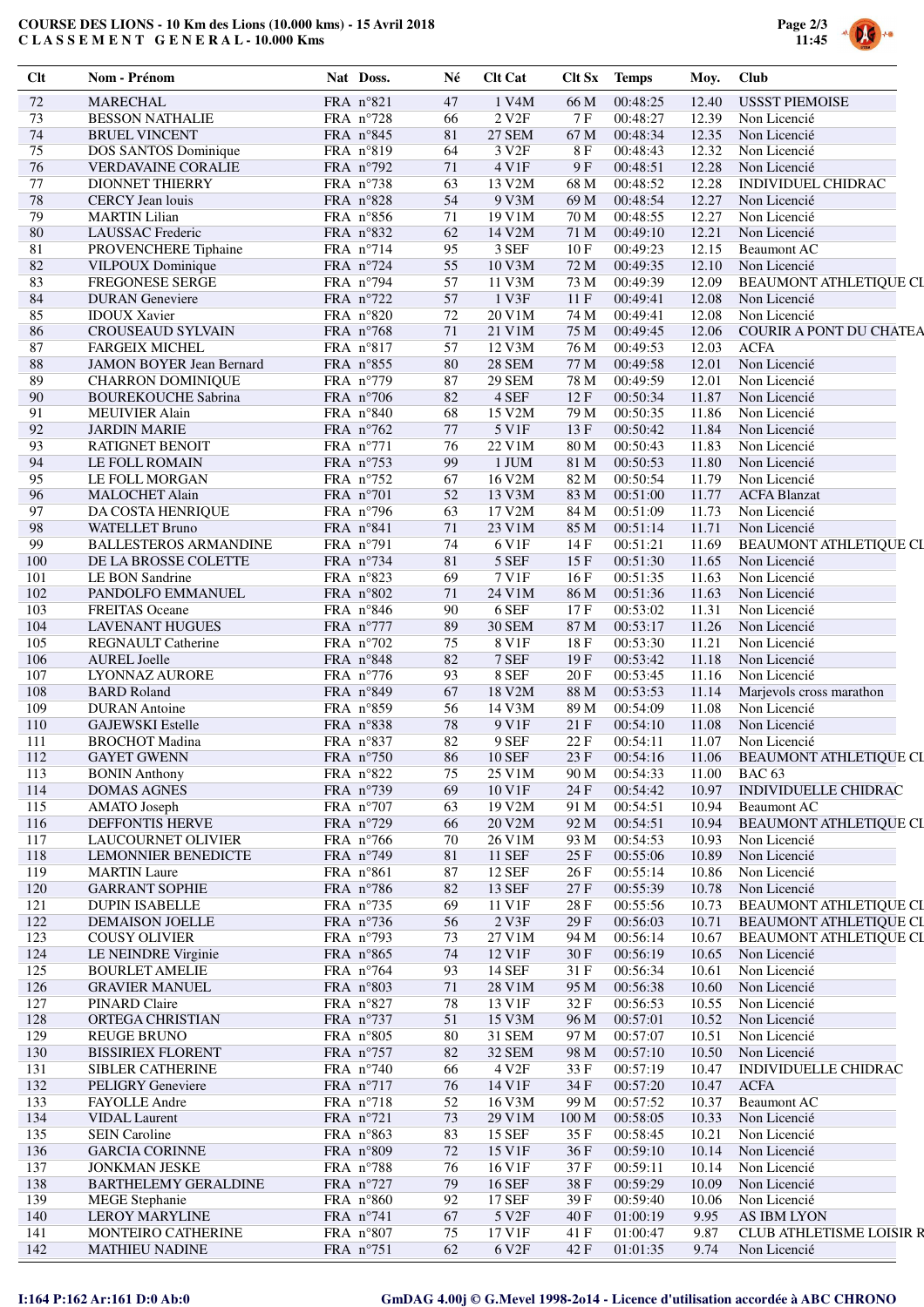**COURSE DES LIONS - 10 Km des Lions (10.000 kms) - 15 Avril 2018**
**C L A S S E M E N T  G E N E R A L - 10.000 Kms**

| Clt | Nom - Prénom | Nat | Doss. | Né | Clt Cat | Clt Sx | Temps | Moy. | Club |
|---|---|---|---|---|---|---|---|---|---|
| 72 | MARECHAL | FRA | n°821 | 47 | 1 V4M | 66 M | 00:48:25 | 12.40 | USSST PIEMOISE |
| 73 | BESSON NATHALIE | FRA | n°728 | 66 | 2 V2F | 7 F | 00:48:27 | 12.39 | Non Licencié |
| 74 | BRUEL VINCENT | FRA | n°845 | 81 | 27 SEM | 67 M | 00:48:34 | 12.35 | Non Licencié |
| 75 | DOS SANTOS Dominique | FRA | n°819 | 64 | 3 V2F | 8 F | 00:48:43 | 12.32 | Non Licencié |
| 76 | VERDAVAINE CORALIE | FRA | n°792 | 71 | 4 V1F | 9 F | 00:48:51 | 12.28 | Non Licencié |
| 77 | DIONNET THIERRY | FRA | n°738 | 63 | 13 V2M | 68 M | 00:48:52 | 12.28 | INDIVIDUEL CHIDRAC |
| 78 | CERCY Jean louis | FRA | n°828 | 54 | 9 V3M | 69 M | 00:48:54 | 12.27 | Non Licencié |
| 79 | MARTIN Lilian | FRA | n°856 | 71 | 19 V1M | 70 M | 00:48:55 | 12.27 | Non Licencié |
| 80 | LAUSSAC Frederic | FRA | n°832 | 62 | 14 V2M | 71 M | 00:49:10 | 12.21 | Non Licencié |
| 81 | PROVENCHERE Tiphaine | FRA | n°714 | 95 | 3 SEF | 10 F | 00:49:23 | 12.15 | Beaumont AC |
| 82 | VILPOUX Dominique | FRA | n°724 | 55 | 10 V3M | 72 M | 00:49:35 | 12.10 | Non Licencié |
| 83 | FREGONESE SERGE | FRA | n°794 | 57 | 11 V3M | 73 M | 00:49:39 | 12.09 | BEAUMONT ATHLETIQUE CL |
| 84 | DURAN Geneviere | FRA | n°722 | 57 | 1 V3F | 11 F | 00:49:41 | 12.08 | Non Licencié |
| 85 | IDOUX Xavier | FRA | n°820 | 72 | 20 V1M | 74 M | 00:49:41 | 12.08 | Non Licencié |
| 86 | CROUSEAUD SYLVAIN | FRA | n°768 | 71 | 21 V1M | 75 M | 00:49:45 | 12.06 | COURIR A PONT DU CHATEA |
| 87 | FARGEIX MICHEL | FRA | n°817 | 57 | 12 V3M | 76 M | 00:49:53 | 12.03 | ACFA |
| 88 | JAMON BOYER Jean Bernard | FRA | n°855 | 80 | 28 SEM | 77 M | 00:49:58 | 12.01 | Non Licencié |
| 89 | CHARRON DOMINIQUE | FRA | n°779 | 87 | 29 SEM | 78 M | 00:49:59 | 12.01 | Non Licencié |
| 90 | BOUREKOUCHE Sabrina | FRA | n°706 | 82 | 4 SEF | 12 F | 00:50:34 | 11.87 | Non Licencié |
| 91 | MEUIVIER Alain | FRA | n°840 | 68 | 15 V2M | 79 M | 00:50:35 | 11.86 | Non Licencié |
| 92 | JARDIN MARIE | FRA | n°762 | 77 | 5 V1F | 13 F | 00:50:42 | 11.84 | Non Licencié |
| 93 | RATIGNET BENOIT | FRA | n°771 | 76 | 22 V1M | 80 M | 00:50:43 | 11.83 | Non Licencié |
| 94 | LE FOLL ROMAIN | FRA | n°753 | 99 | 1 JUM | 81 M | 00:50:53 | 11.80 | Non Licencié |
| 95 | LE FOLL MORGAN | FRA | n°752 | 67 | 16 V2M | 82 M | 00:50:54 | 11.79 | Non Licencié |
| 96 | MALOCHET Alain | FRA | n°701 | 52 | 13 V3M | 83 M | 00:51:00 | 11.77 | ACFA Blanzat |
| 97 | DA COSTA HENRIQUE | FRA | n°796 | 63 | 17 V2M | 84 M | 00:51:09 | 11.73 | Non Licencié |
| 98 | WATELLET Bruno | FRA | n°841 | 71 | 23 V1M | 85 M | 00:51:14 | 11.71 | Non Licencié |
| 99 | BALLESTEROS ARMANDINE | FRA | n°791 | 74 | 6 V1F | 14 F | 00:51:21 | 11.69 | BEAUMONT ATHLETIQUE CL |
| 100 | DE LA BROSSE COLETTE | FRA | n°734 | 81 | 5 SEF | 15 F | 00:51:30 | 11.65 | Non Licencié |
| 101 | LE BON Sandrine | FRA | n°823 | 69 | 7 V1F | 16 F | 00:51:35 | 11.63 | Non Licencié |
| 102 | PANDOLFO EMMANUEL | FRA | n°802 | 71 | 24 V1M | 86 M | 00:51:36 | 11.63 | Non Licencié |
| 103 | FREITAS Oceane | FRA | n°846 | 90 | 6 SEF | 17 F | 00:53:02 | 11.31 | Non Licencié |
| 104 | LAVENANT HUGUES | FRA | n°777 | 89 | 30 SEM | 87 M | 00:53:17 | 11.26 | Non Licencié |
| 105 | REGNAULT Catherine | FRA | n°702 | 75 | 8 V1F | 18 F | 00:53:30 | 11.21 | Non Licencié |
| 106 | AUREL Joelle | FRA | n°848 | 82 | 7 SEF | 19 F | 00:53:42 | 11.18 | Non Licencié |
| 107 | LYONNAZ AURORE | FRA | n°776 | 93 | 8 SEF | 20 F | 00:53:45 | 11.16 | Non Licencié |
| 108 | BARD Roland | FRA | n°849 | 67 | 18 V2M | 88 M | 00:53:53 | 11.14 | Marjevols cross marathon |
| 109 | DURAN Antoine | FRA | n°859 | 56 | 14 V3M | 89 M | 00:54:09 | 11.08 | Non Licencié |
| 110 | GAJEWSKI Estelle | FRA | n°838 | 78 | 9 V1F | 21 F | 00:54:10 | 11.08 | Non Licencié |
| 111 | BROCHOT Madina | FRA | n°837 | 82 | 9 SEF | 22 F | 00:54:11 | 11.07 | Non Licencié |
| 112 | GAYET GWENN | FRA | n°750 | 86 | 10 SEF | 23 F | 00:54:16 | 11.06 | BEAUMONT ATHLETIQUE CL |
| 113 | BONIN Anthony | FRA | n°822 | 75 | 25 V1M | 90 M | 00:54:33 | 11.00 | BAC 63 |
| 114 | DOMAS AGNES | FRA | n°739 | 69 | 10 V1F | 24 F | 00:54:42 | 10.97 | INDIVIDUELLE CHIDRAC |
| 115 | AMATO Joseph | FRA | n°707 | 63 | 19 V2M | 91 M | 00:54:51 | 10.94 | Beaumont AC |
| 116 | DEFFONTIS HERVE | FRA | n°729 | 66 | 20 V2M | 92 M | 00:54:51 | 10.94 | BEAUMONT ATHLETIQUE CL |
| 117 | LAUCOURNET OLIVIER | FRA | n°766 | 70 | 26 V1M | 93 M | 00:54:53 | 10.93 | Non Licencié |
| 118 | LEMONNIER BENEDICTE | FRA | n°749 | 81 | 11 SEF | 25 F | 00:55:06 | 10.89 | Non Licencié |
| 119 | MARTIN Laure | FRA | n°861 | 87 | 12 SEF | 26 F | 00:55:14 | 10.86 | Non Licencié |
| 120 | GARRANT SOPHIE | FRA | n°786 | 82 | 13 SEF | 27 F | 00:55:39 | 10.78 | Non Licencié |
| 121 | DUPIN ISABELLE | FRA | n°735 | 69 | 11 V1F | 28 F | 00:55:56 | 10.73 | BEAUMONT ATHLETIQUE CL |
| 122 | DEMAISON JOELLE | FRA | n°736 | 56 | 2 V3F | 29 F | 00:56:03 | 10.71 | BEAUMONT ATHLETIQUE CL |
| 123 | COUSY OLIVIER | FRA | n°793 | 73 | 27 V1M | 94 M | 00:56:14 | 10.67 | BEAUMONT ATHLETIQUE CL |
| 124 | LE NEINDRE Virginie | FRA | n°865 | 74 | 12 V1F | 30 F | 00:56:19 | 10.65 | Non Licencié |
| 125 | BOURLET AMELIE | FRA | n°764 | 93 | 14 SEF | 31 F | 00:56:34 | 10.61 | Non Licencié |
| 126 | GRAVIER MANUEL | FRA | n°803 | 71 | 28 V1M | 95 M | 00:56:38 | 10.60 | Non Licencié |
| 127 | PINARD Claire | FRA | n°827 | 78 | 13 V1F | 32 F | 00:56:53 | 10.55 | Non Licencié |
| 128 | ORTEGA CHRISTIAN | FRA | n°737 | 51 | 15 V3M | 96 M | 00:57:01 | 10.52 | Non Licencié |
| 129 | REUGE BRUNO | FRA | n°805 | 80 | 31 SEM | 97 M | 00:57:07 | 10.51 | Non Licencié |
| 130 | BISSIRIEX FLORENT | FRA | n°757 | 82 | 32 SEM | 98 M | 00:57:10 | 10.50 | Non Licencié |
| 131 | SIBLER CATHERINE | FRA | n°740 | 66 | 4 V2F | 33 F | 00:57:19 | 10.47 | INDIVIDUELLE CHIDRAC |
| 132 | PELIGRY Geneviere | FRA | n°717 | 76 | 14 V1F | 34 F | 00:57:20 | 10.47 | ACFA |
| 133 | FAYOLLE Andre | FRA | n°718 | 52 | 16 V3M | 99 M | 00:57:52 | 10.37 | Beaumont AC |
| 134 | VIDAL Laurent | FRA | n°721 | 73 | 29 V1M | 100 M | 00:58:05 | 10.33 | Non Licencié |
| 135 | SEIN Caroline | FRA | n°863 | 83 | 15 SEF | 35 F | 00:58:45 | 10.21 | Non Licencié |
| 136 | GARCIA CORINNE | FRA | n°809 | 72 | 15 V1F | 36 F | 00:59:10 | 10.14 | Non Licencié |
| 137 | JONKMAN JESKE | FRA | n°788 | 76 | 16 V1F | 37 F | 00:59:11 | 10.14 | Non Licencié |
| 138 | BARTHELEMY GERALDINE | FRA | n°727 | 79 | 16 SEF | 38 F | 00:59:29 | 10.09 | Non Licencié |
| 139 | MEGE Stephanie | FRA | n°860 | 92 | 17 SEF | 39 F | 00:59:40 | 10.06 | Non Licencié |
| 140 | LEROY MARYLINE | FRA | n°741 | 67 | 5 V2F | 40 F | 01:00:19 | 9.95 | AS IBM LYON |
| 141 | MONTEIRO CATHERINE | FRA | n°807 | 75 | 17 V1F | 41 F | 01:00:47 | 9.87 | CLUB ATHLETISME LOISIR R |
| 142 | MATHIEU NADINE | FRA | n°751 | 62 | 6 V2F | 42 F | 01:01:35 | 9.74 | Non Licencié |

I:164 P:162 Ar:161 D:0 Ab:0

GmDAG 4.00j © G.Mevel 1998-2014 - Licence d'utilisation accordée à ABC CHRONO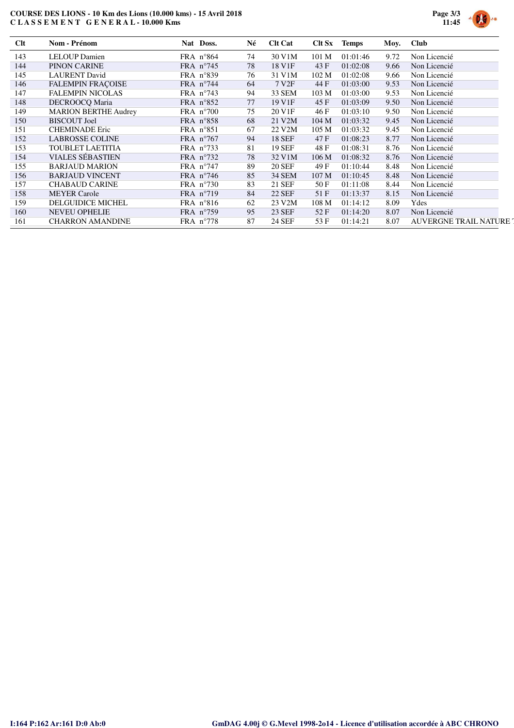**COURSE DES LIONS - 10 Km des Lions (10.000 kms) - 15 Avril 2018**
**C L A S S E M E N T   G E N E R A L - 10.000 Kms**

| Clt | Nom - Prénom | Nat | Doss. | Né | Clt Cat | Clt Sx | Temps | Moy. | Club |
|---|---|---|---|---|---|---|---|---|---|
| 143 | LELOUP Damien | FRA | n°864 | 74 | 30 V1M | 101 M | 01:01:46 | 9.72 | Non Licencié |
| 144 | PINON CARINE | FRA | n°745 | 78 | 18 V1F | 43 F | 01:02:08 | 9.66 | Non Licencié |
| 145 | LAURENT David | FRA | n°839 | 76 | 31 V1M | 102 M | 01:02:08 | 9.66 | Non Licencié |
| 146 | FALEMPIN FRAÇOISE | FRA | n°744 | 64 | 7 V2F | 44 F | 01:03:00 | 9.53 | Non Licencié |
| 147 | FALEMPIN NICOLAS | FRA | n°743 | 94 | 33 SEM | 103 M | 01:03:00 | 9.53 | Non Licencié |
| 148 | DECROOCQ Maria | FRA | n°852 | 77 | 19 V1F | 45 F | 01:03:09 | 9.50 | Non Licencié |
| 149 | MARION BERTHE Audrey | FRA | n°700 | 75 | 20 V1F | 46 F | 01:03:10 | 9.50 | Non Licencié |
| 150 | BISCOUT Joel | FRA | n°858 | 68 | 21 V2M | 104 M | 01:03:32 | 9.45 | Non Licencié |
| 151 | CHEMINADE Eric | FRA | n°851 | 67 | 22 V2M | 105 M | 01:03:32 | 9.45 | Non Licencié |
| 152 | LABROSSE COLINE | FRA | n°767 | 94 | 18 SEF | 47 F | 01:08:23 | 8.77 | Non Licencié |
| 153 | TOUBLET LAETITIA | FRA | n°733 | 81 | 19 SEF | 48 F | 01:08:31 | 8.76 | Non Licencié |
| 154 | VIALES SÉBASTIEN | FRA | n°732 | 78 | 32 V1M | 106 M | 01:08:32 | 8.76 | Non Licencié |
| 155 | BARJAUD MARION | FRA | n°747 | 89 | 20 SEF | 49 F | 01:10:44 | 8.48 | Non Licencié |
| 156 | BARJAUD VINCENT | FRA | n°746 | 85 | 34 SEM | 107 M | 01:10:45 | 8.48 | Non Licencié |
| 157 | CHABAUD CARINE | FRA | n°730 | 83 | 21 SEF | 50 F | 01:11:08 | 8.44 | Non Licencié |
| 158 | MEYER Carole | FRA | n°719 | 84 | 22 SEF | 51 F | 01:13:37 | 8.15 | Non Licencié |
| 159 | DELGUIDICE MICHEL | FRA | n°816 | 62 | 23 V2M | 108 M | 01:14:12 | 8.09 | Ydes |
| 160 | NEVEU OPHELIE | FRA | n°759 | 95 | 23 SEF | 52 F | 01:14:20 | 8.07 | Non Licencié |
| 161 | CHARRON AMANDINE | FRA | n°778 | 87 | 24 SEF | 53 F | 01:14:21 | 8.07 | AUVERGNE TRAIL NATURE |

I:164 P:162 Ar:161 D:0 Ab:0

GmDAG 4.00j © G.Mevel 1998-2o14 - Licence d'utilisation accordée à ABC CHRONO